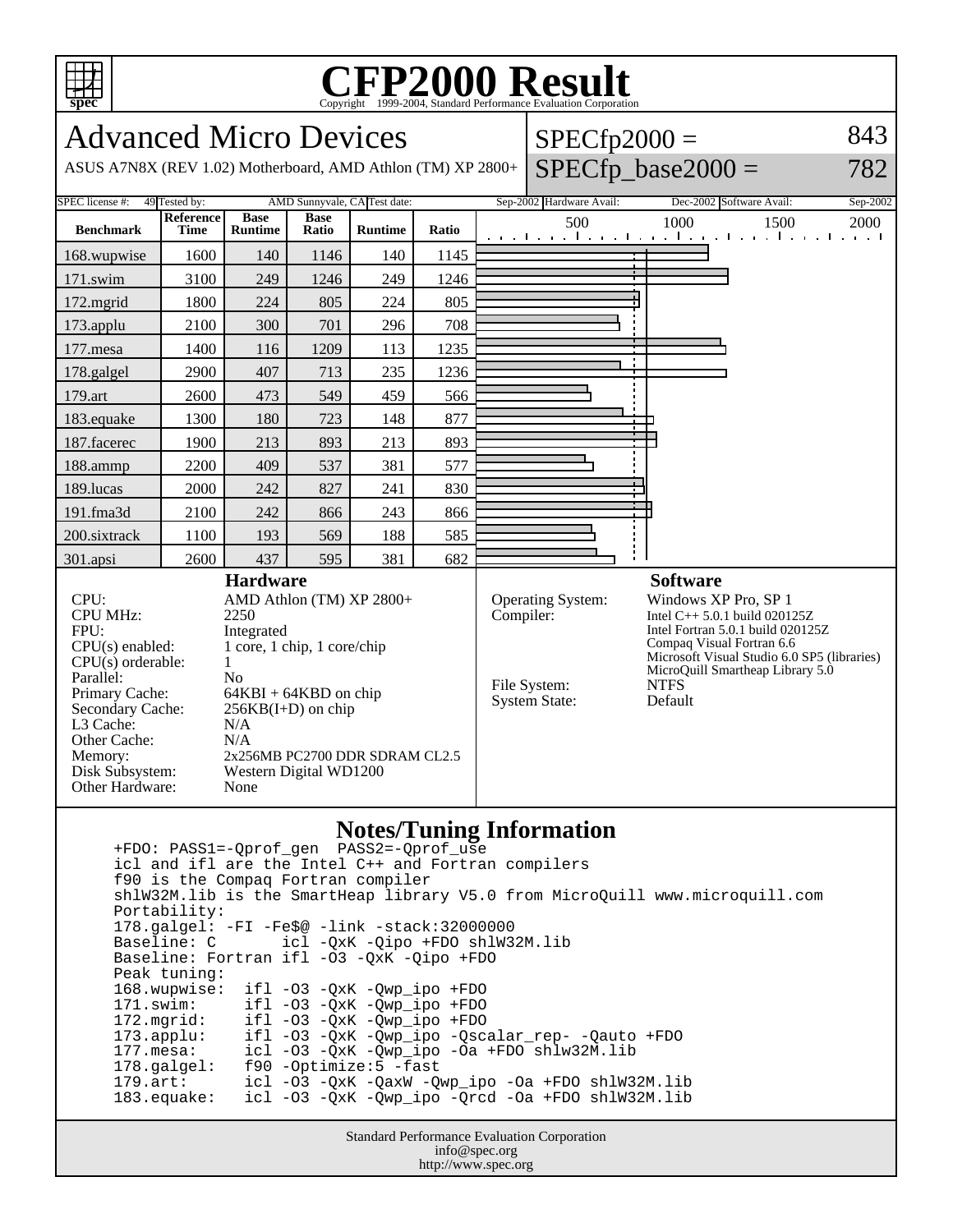# CFP2000 Result

Copyright 1999-2004, Standard Performance Evaluation Corporation

## Advanced Micro Devices

ASUS A7N8X (REV 1.02) Motherboard, AMD Athlon (TM) XP 2800+

SPECfp2000 = 843

SPECfp_base2000 = 782

SPEC license #: 49 | Tested by: AMD Sunnyvale, CA | Test date: Sep-2002 | Hardware Avail: Dec-2002 | Software Avail: Sep-2002

| Benchmark | Reference Time | Base Runtime | Base Ratio | Runtime | Ratio |
|---|---|---|---|---|---|
| 168.wupwise | 1600 | 140 | 1146 | 140 | 1145 |
| 171.swim | 3100 | 249 | 1246 | 249 | 1246 |
| 172.mgrid | 1800 | 224 | 805 | 224 | 805 |
| 173.applu | 2100 | 300 | 701 | 296 | 708 |
| 177.mesa | 1400 | 116 | 1209 | 113 | 1235 |
| 178.galgel | 2900 | 407 | 713 | 235 | 1236 |
| 179.art | 2600 | 473 | 549 | 459 | 566 |
| 183.equake | 1300 | 180 | 723 | 148 | 877 |
| 187.facerec | 1900 | 213 | 893 | 213 | 893 |
| 188.ammp | 2200 | 409 | 537 | 381 | 577 |
| 189.lucas | 2000 | 242 | 827 | 241 | 830 |
| 191.fma3d | 2100 | 242 | 866 | 243 | 866 |
| 200.sixtrack | 1100 | 193 | 569 | 188 | 585 |
| 301.apsi | 2600 | 437 | 595 | 381 | 682 |

### Hardware

| | |
|---|---|
| CPU: | AMD Athlon (TM) XP 2800+ |
| CPU MHz: | 2250 |
| FPU: | Integrated |
| CPU(s) enabled: | 1 core, 1 chip, 1 core/chip |
| CPU(s) orderable: | 1 |
| Parallel: | No |
| Primary Cache: | 64KBI + 64KBD on chip |
| Secondary Cache: | 256KB(I+D) on chip |
| L3 Cache: | N/A |
| Other Cache: | N/A |
| Memory: | 2x256MB PC2700 DDR SDRAM CL2.5 |
| Disk Subsystem: | Western Digital WD1200 |
| Other Hardware: | None |

### Software

| | |
|---|---|
| Operating System: | Windows XP Pro, SP 1 |
| Compiler: | Intel C++ 5.0.1 build 020125Z<br>Intel Fortran 5.0.1 build 020125Z<br>Compaq Visual Fortran 6.6<br>Microsoft Visual Studio 6.0 SP5 (libraries)<br>MicroQuill Smartheap Library 5.0 |
| File System: | NTFS |
| System State: | Default |

### Notes/Tuning Information

```
+FDO: PASS1=-Qprof_gen  PASS2=-Qprof_use
icl and ifl are the Intel C++ and Fortran compilers
f90 is the Compaq Fortran compiler
shlW32M.lib is the SmartHeap library V5.0 from MicroQuill www.microquill.com
Portability:
178.galgel: -FI -Fe$@ -link -stack:32000000
Baseline: C       icl -QxK -Qipo +FDO shlW32M.lib
Baseline: Fortran ifl -O3 -QxK -Qipo +FDO
Peak tuning:
168.wupwise:  ifl -O3 -QxK -Qwp_ipo +FDO
171.swim:     ifl -O3 -QxK -Qwp_ipo +FDO
172.mgrid:    ifl -O3 -QxK -Qwp_ipo +FDO
173.applu:    ifl -O3 -QxK -Qwp_ipo -Qscalar_rep- -Qauto +FDO
177.mesa:     icl -O3 -QxK -Qwp_ipo -Oa +FDO shlw32M.lib
178.galgel:   f90 -Optimize:5 -fast
179.art:      icl -O3 -QxK -QaxW -Qwp_ipo -Oa +FDO shlW32M.lib
183.equake:   icl -O3 -QxK -Qwp_ipo -Qrcd -Oa +FDO shlW32M.lib
```

Standard Performance Evaluation Corporation
info@spec.org
http://www.spec.org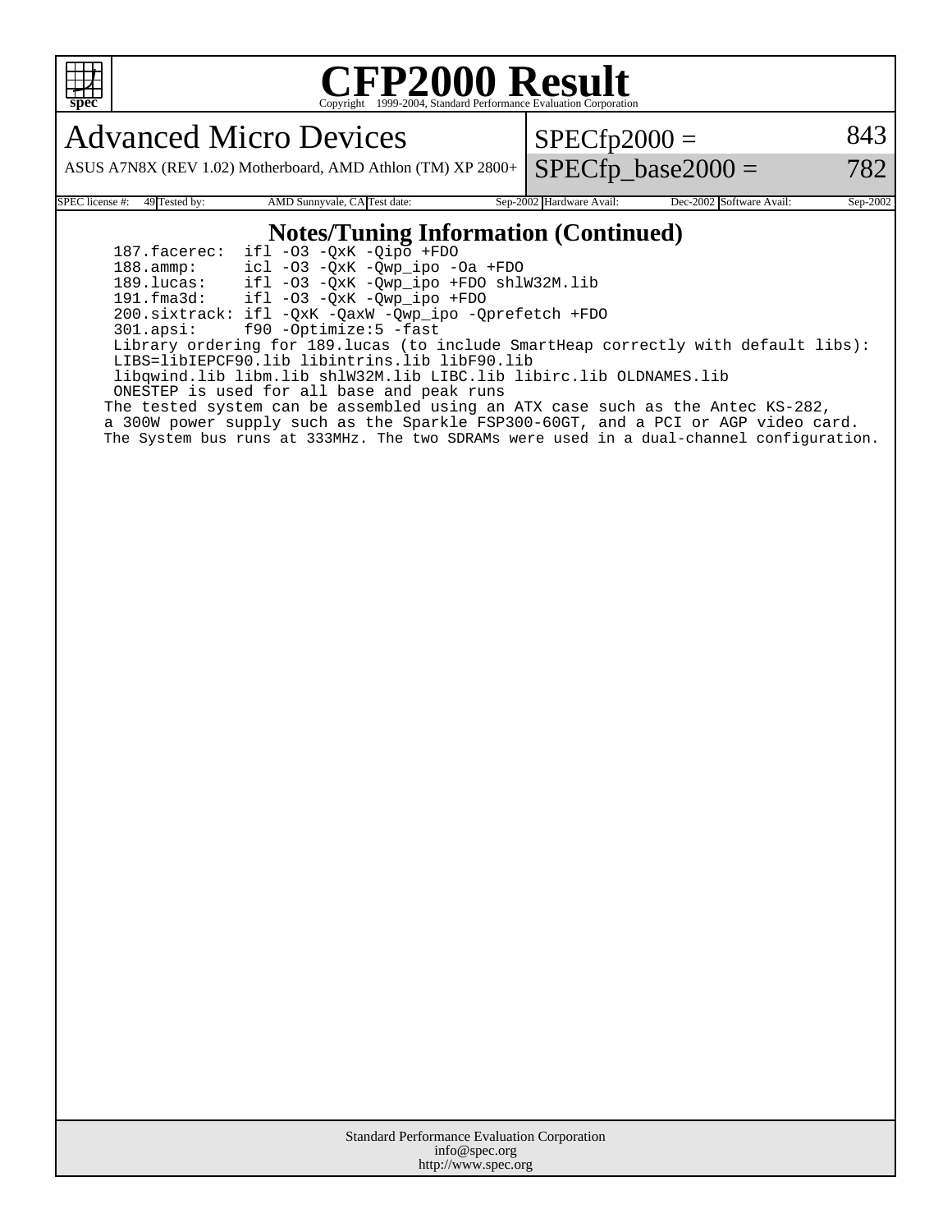# CFP2000 Result

Copyright 1999-2004, Standard Performance Evaluation Corporation

## Advanced Micro Devices

ASUS A7N8X (REV 1.02) Motherboard, AMD Athlon (TM) XP 2800+

SPECfp2000 = 843

SPECfp_base2000 = 782

| SPEC license #: | 49 | Tested by: | AMD Sunnyvale, CA | Test date: | Sep-2002 | Hardware Avail: | Dec-2002 | Software Avail: | Sep-2002 |
|---|---|---|---|---|---|---|---|---|---|

### Notes/Tuning Information (Continued)

```
    187.facerec:  ifl -O3 -QxK -Qipo +FDO
    188.ammp:     icl -O3 -QxK -Qwp_ipo -Oa +FDO
    189.lucas:    ifl -O3 -QxK -Qwp_ipo +FDO shlW32M.lib
    191.fma3d:    ifl -O3 -QxK -Qwp_ipo +FDO
    200.sixtrack: ifl -QxK -QaxW -Qwp_ipo -Qprefetch +FDO
    301.apsi:     f90 -Optimize:5 -fast
    Library ordering for 189.lucas (to include SmartHeap correctly with default libs):
    LIBS=libIEPCF90.lib libintrins.lib libF90.lib
    libqwind.lib libm.lib shlW32M.lib LIBC.lib libirc.lib OLDNAMES.lib
    ONESTEP is used for all base and peak runs
  The tested system can be assembled using an ATX case such as the Antec KS-282,
  a 300W power supply such as the Sparkle FSP300-60GT, and a PCI or AGP video card.
  The System bus runs at 333MHz. The two SDRAMs were used in a dual-channel configuration.
```

Standard Performance Evaluation Corporation
info@spec.org
http://www.spec.org